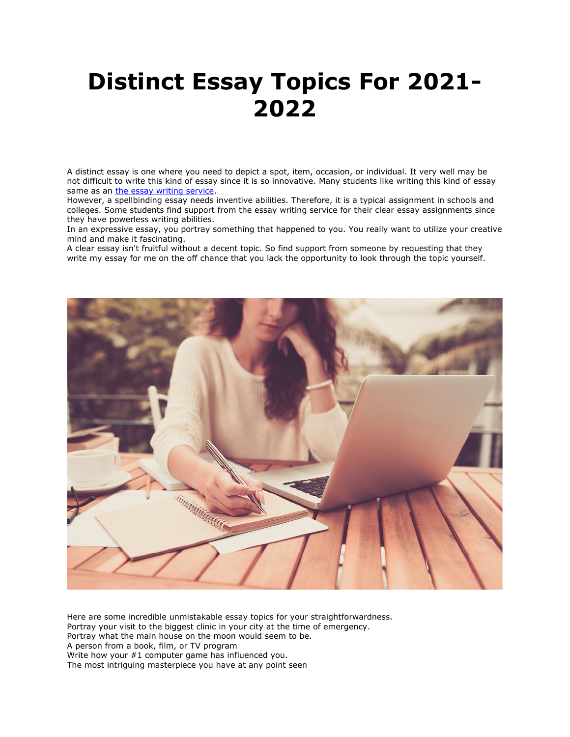# Distinct Essay Topics For 2021-2022

A distinct essay is one where you need to depict a spot, item, occasion, or individual. It very well may be not difficult to write this kind of essay since it is so innovative. Many students like writing this kind of essay same as an [the essay writing service](#).

However, a spellbinding essay needs inventive abilities. Therefore, it is a typical assignment in schools and colleges. Some students find support from the essay writing service for their clear essay assignments since they have powerless writing abilities.

In an expressive essay, you portray something that happened to you. You really want to utilize your creative mind and make it fascinating.

A clear essay isn't fruitful without a decent topic. So find support from someone by requesting that they write my essay for me on the off chance that you lack the opportunity to look through the topic yourself.

Here are some incredible unmistakable essay topics for your straightforwardness.

Portray your visit to the biggest clinic in your city at the time of emergency.

Portray what the main house on the moon would seem to be.

A person from a book, film, or TV program

Write how your #1 computer game has influenced you.

The most intriguing masterpiece you have at any point seen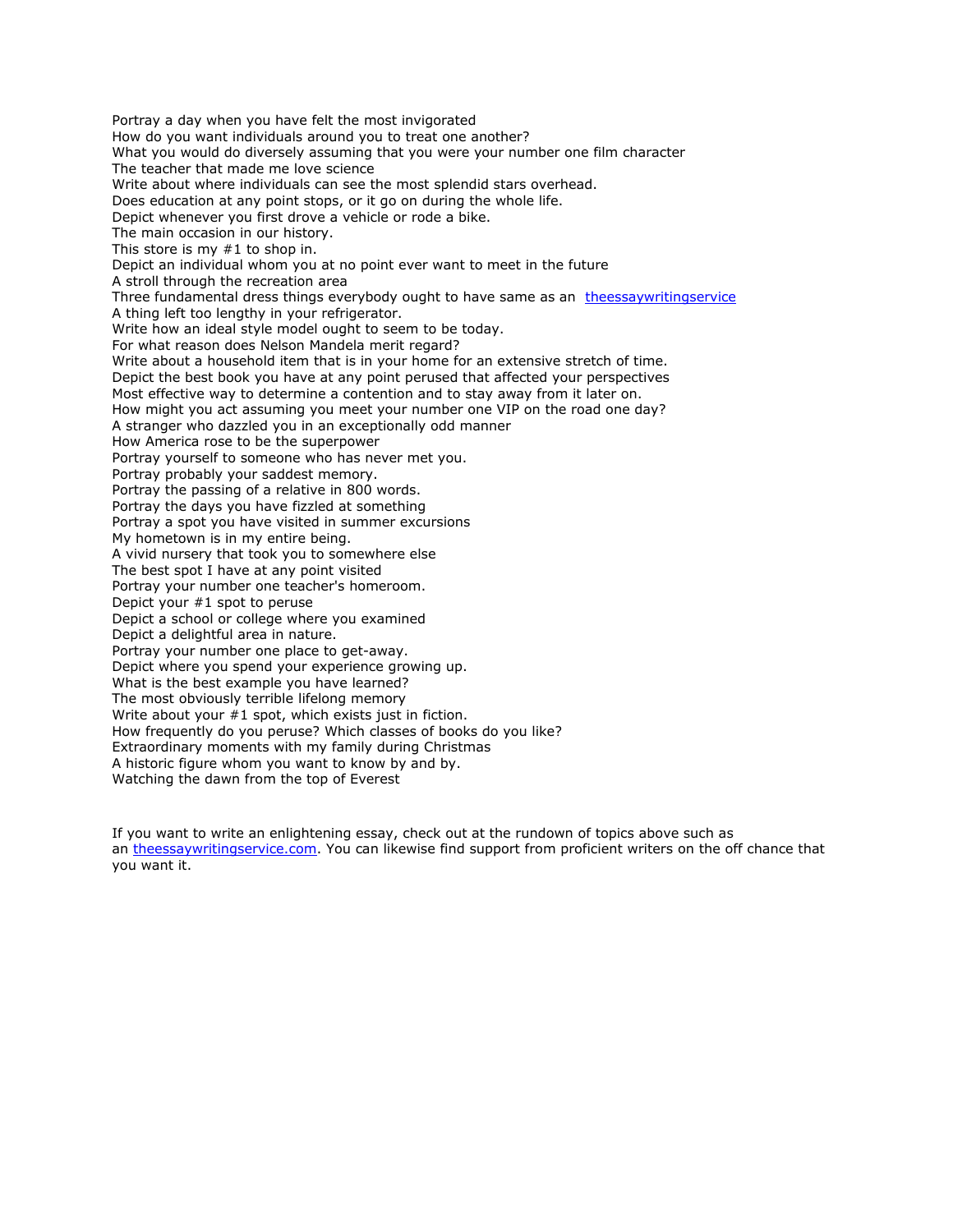Portray a day when you have felt the most invigorated
How do you want individuals around you to treat one another?
What you would do diversely assuming that you were your number one film character
The teacher that made me love science
Write about where individuals can see the most splendid stars overhead.
Does education at any point stops, or it go on during the whole life.
Depict whenever you first drove a vehicle or rode a bike.
The main occasion in our history.
This store is my #1 to shop in.
Depict an individual whom you at no point ever want to meet in the future
A stroll through the recreation area
Three fundamental dress things everybody ought to have same as an [theessaywritingservice](theessaywritingservice)
A thing left too lengthy in your refrigerator.
Write how an ideal style model ought to seem to be today.
For what reason does Nelson Mandela merit regard?
Write about a household item that is in your home for an extensive stretch of time.
Depict the best book you have at any point perused that affected your perspectives
Most effective way to determine a contention and to stay away from it later on.
How might you act assuming you meet your number one VIP on the road one day?
A stranger who dazzled you in an exceptionally odd manner
How America rose to be the superpower
Portray yourself to someone who has never met you.
Portray probably your saddest memory.
Portray the passing of a relative in 800 words.
Portray the days you have fizzled at something
Portray a spot you have visited in summer excursions
My hometown is in my entire being.
A vivid nursery that took you to somewhere else
The best spot I have at any point visited
Portray your number one teacher's homeroom.
Depict your #1 spot to peruse
Depict a school or college where you examined
Depict a delightful area in nature.
Portray your number one place to get-away.
Depict where you spend your experience growing up.
What is the best example you have learned?
The most obviously terrible lifelong memory
Write about your #1 spot, which exists just in fiction.
How frequently do you peruse? Which classes of books do you like?
Extraordinary moments with my family during Christmas
A historic figure whom you want to know by and by.
Watching the dawn from the top of Everest

If you want to write an enlightening essay, check out at the rundown of topics above such as an [theessaywritingservice.com](theessaywritingservice.com). You can likewise find support from proficient writers on the off chance that you want it.